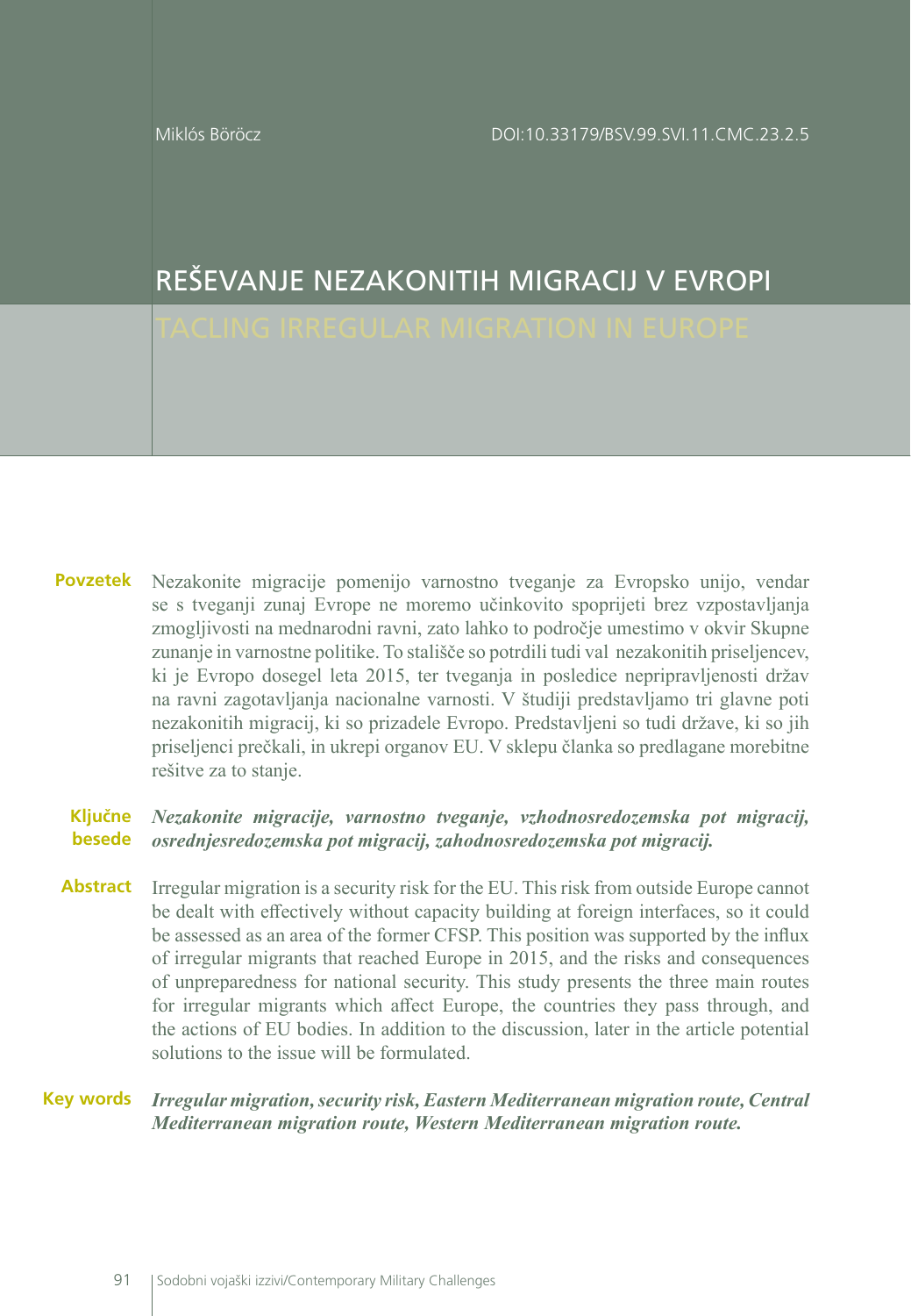Miklós Böröcz

DOI:10.33179/BSV.99.SVI.11.CMC.23.2.5

# REŠEVANJE NEZAKONITIH MIGRACIJ V EVROPI

## TACLING IRREGULAR MIGRATION IN EUROPE

**Povzetek** Nezakonite migracije pomenijo varnostno tveganje za Evropsko unijo, vendar se s tveganji zunaj Evrope ne moremo učinkovito spoprijeti brez vzpostavljanja zmogljivosti na mednarodni ravni, zato lahko to področje umestimo v okvir Skupne zunanje in varnostne politike. To stališče so potrdili tudi val nezakonitih priseljencev, ki je Evropo dosegel leta 2015, ter tveganja in posledice nepripravljenosti držav na ravni zagotavljanja nacionalne varnosti. V študiji predstavljamo tri glavne poti nezakonitih migracij, ki so prizadele Evropo. Predstavljeni so tudi države, ki so jih priseljenci prečkali, in ukrepi organov EU. V sklepu članka so predlagane morebitne rešitve za to stanje.

**Ključne besede** ***Nezakonite migracije, varnostno tveganje, vzhodnosredozemska pot migracij, osrednjesredozemska pot migracij, zahodnosredozemska pot migracij.***

**Abstract** Irregular migration is a security risk for the EU. This risk from outside Europe cannot be dealt with effectively without capacity building at foreign interfaces, so it could be assessed as an area of the former CFSP. This position was supported by the influx of irregular migrants that reached Europe in 2015, and the risks and consequences of unpreparedness for national security. This study presents the three main routes for irregular migrants which affect Europe, the countries they pass through, and the actions of EU bodies. In addition to the discussion, later in the article potential solutions to the issue will be formulated.

**Key words** ***Irregular migration, security risk, Eastern Mediterranean migration route, Central Mediterranean migration route, Western Mediterranean migration route.***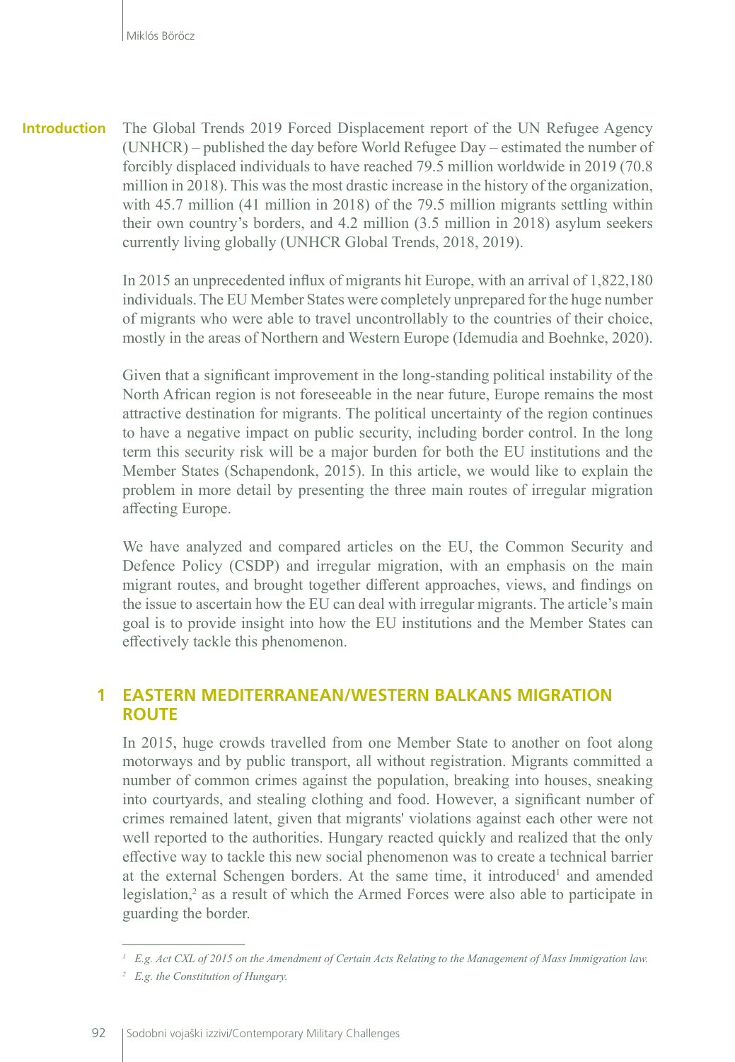## Introduction

The Global Trends 2019 Forced Displacement report of the UN Refugee Agency (UNHCR) – published the day before World Refugee Day – estimated the number of forcibly displaced individuals to have reached 79.5 million worldwide in 2019 (70.8 million in 2018). This was the most drastic increase in the history of the organization, with 45.7 million (41 million in 2018) of the 79.5 million migrants settling within their own country's borders, and 4.2 million (3.5 million in 2018) asylum seekers currently living globally (UNHCR Global Trends, 2018, 2019).

In 2015 an unprecedented influx of migrants hit Europe, with an arrival of 1,822,180 individuals. The EU Member States were completely unprepared for the huge number of migrants who were able to travel uncontrollably to the countries of their choice, mostly in the areas of Northern and Western Europe (Idemudia and Boehnke, 2020).

Given that a significant improvement in the long-standing political instability of the North African region is not foreseeable in the near future, Europe remains the most attractive destination for migrants. The political uncertainty of the region continues to have a negative impact on public security, including border control. In the long term this security risk will be a major burden for both the EU institutions and the Member States (Schapendonk, 2015). In this article, we would like to explain the problem in more detail by presenting the three main routes of irregular migration affecting Europe.

We have analyzed and compared articles on the EU, the Common Security and Defence Policy (CSDP) and irregular migration, with an emphasis on the main migrant routes, and brought together different approaches, views, and findings on the issue to ascertain how the EU can deal with irregular migrants. The article's main goal is to provide insight into how the EU institutions and the Member States can effectively tackle this phenomenon.

## 1 EASTERN MEDITERRANEAN/WESTERN BALKANS MIGRATION ROUTE

In 2015, huge crowds travelled from one Member State to another on foot along motorways and by public transport, all without registration. Migrants committed a number of common crimes against the population, breaking into houses, sneaking into courtyards, and stealing clothing and food. However, a significant number of crimes remained latent, given that migrants' violations against each other were not well reported to the authorities. Hungary reacted quickly and realized that the only effective way to tackle this new social phenomenon was to create a technical barrier at the external Schengen borders. At the same time, it introduced[1] and amended legislation,[2] as a result of which the Armed Forces were also able to participate in guarding the border.

[1] *E.g. Act CXL of 2015 on the Amendment of Certain Acts Relating to the Management of Mass Immigration law.*

[2] *E.g. the Constitution of Hungary.*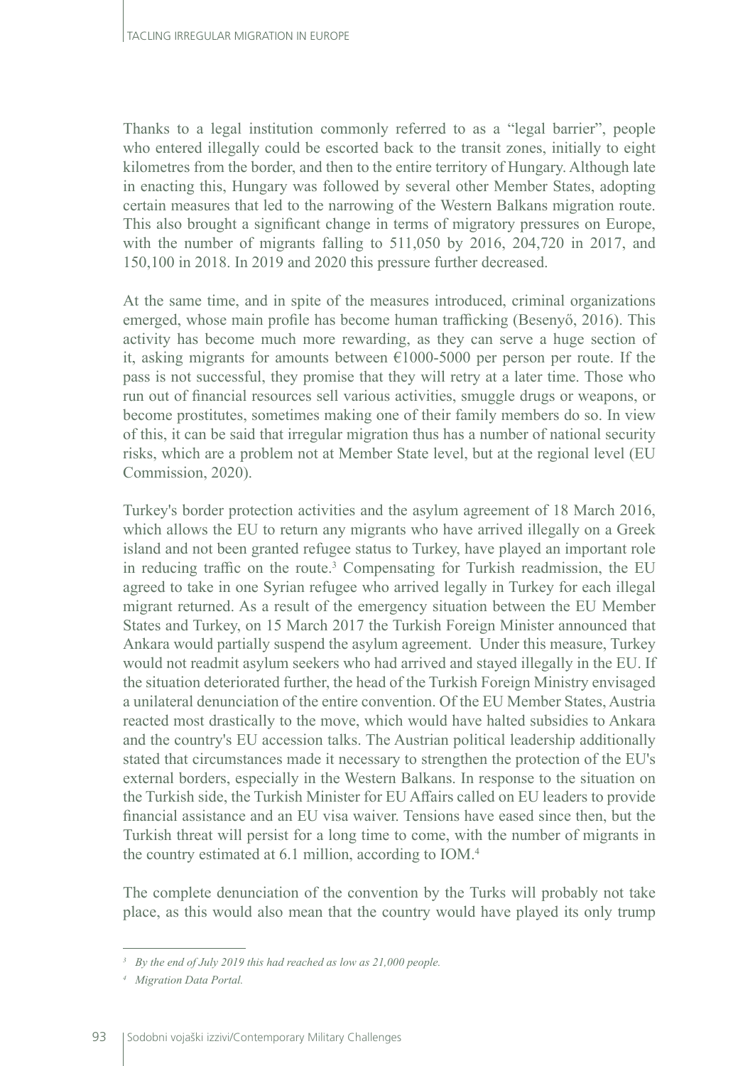Thanks to a legal institution commonly referred to as a "legal barrier", people who entered illegally could be escorted back to the transit zones, initially to eight kilometres from the border, and then to the entire territory of Hungary. Although late in enacting this, Hungary was followed by several other Member States, adopting certain measures that led to the narrowing of the Western Balkans migration route. This also brought a significant change in terms of migratory pressures on Europe, with the number of migrants falling to 511,050 by 2016, 204,720 in 2017, and 150,100 in 2018. In 2019 and 2020 this pressure further decreased.

At the same time, and in spite of the measures introduced, criminal organizations emerged, whose main profile has become human trafficking (Besenyő, 2016). This activity has become much more rewarding, as they can serve a huge section of it, asking migrants for amounts between €1000-5000 per person per route. If the pass is not successful, they promise that they will retry at a later time. Those who run out of financial resources sell various activities, smuggle drugs or weapons, or become prostitutes, sometimes making one of their family members do so. In view of this, it can be said that irregular migration thus has a number of national security risks, which are a problem not at Member State level, but at the regional level (EU Commission, 2020).

Turkey's border protection activities and the asylum agreement of 18 March 2016, which allows the EU to return any migrants who have arrived illegally on a Greek island and not been granted refugee status to Turkey, have played an important role in reducing traffic on the route.[3] Compensating for Turkish readmission, the EU agreed to take in one Syrian refugee who arrived legally in Turkey for each illegal migrant returned. As a result of the emergency situation between the EU Member States and Turkey, on 15 March 2017 the Turkish Foreign Minister announced that Ankara would partially suspend the asylum agreement. Under this measure, Turkey would not readmit asylum seekers who had arrived and stayed illegally in the EU. If the situation deteriorated further, the head of the Turkish Foreign Ministry envisaged a unilateral denunciation of the entire convention. Of the EU Member States, Austria reacted most drastically to the move, which would have halted subsidies to Ankara and the country's EU accession talks. The Austrian political leadership additionally stated that circumstances made it necessary to strengthen the protection of the EU's external borders, especially in the Western Balkans. In response to the situation on the Turkish side, the Turkish Minister for EU Affairs called on EU leaders to provide financial assistance and an EU visa waiver. Tensions have eased since then, but the Turkish threat will persist for a long time to come, with the number of migrants in the country estimated at 6.1 million, according to IOM.[4]

The complete denunciation of the convention by the Turks will probably not take place, as this would also mean that the country would have played its only trump

---

[3] *By the end of July 2019 this had reached as low as 21,000 people.*

[4] *Migration Data Portal.*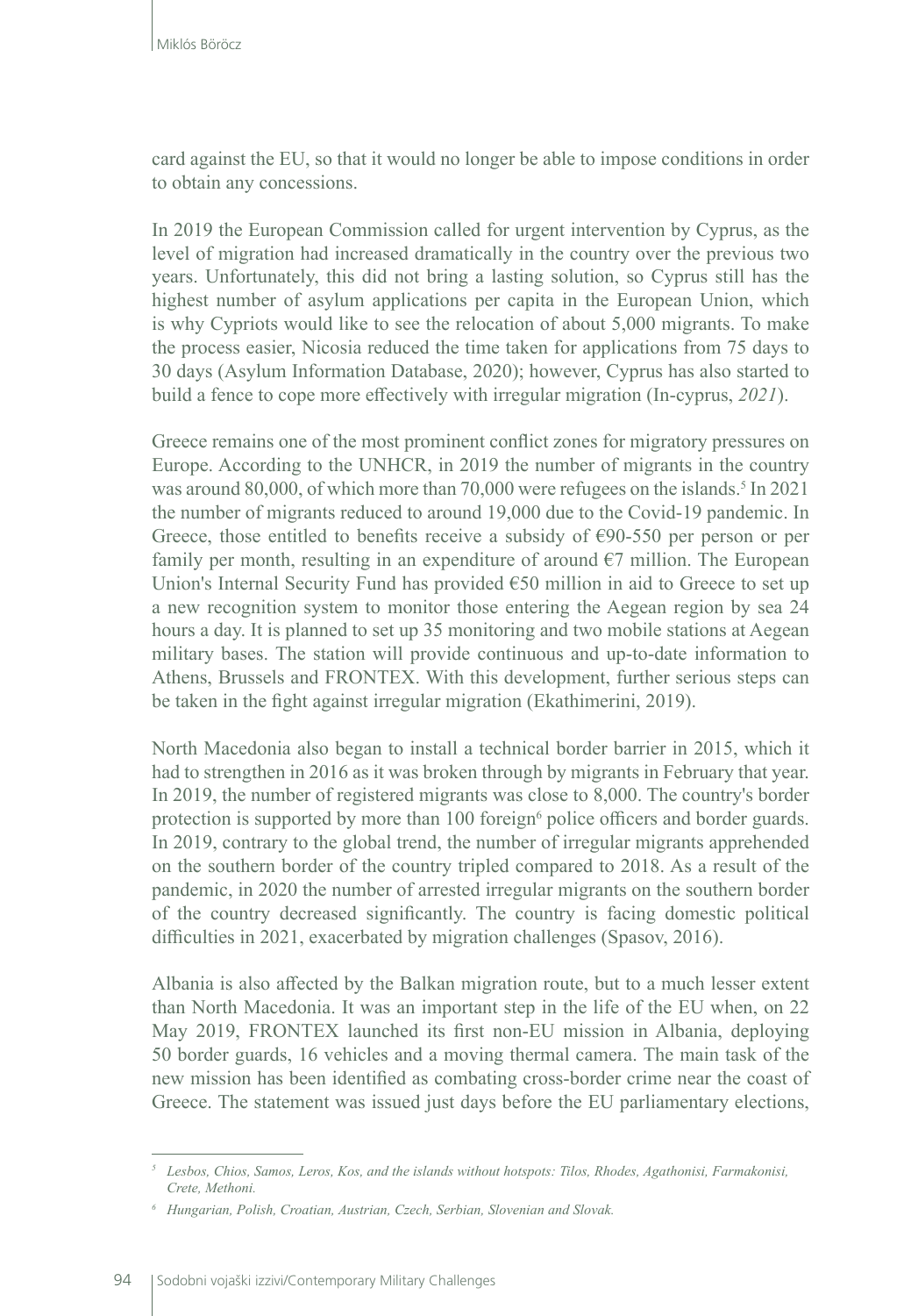card against the EU, so that it would no longer be able to impose conditions in order to obtain any concessions.

In 2019 the European Commission called for urgent intervention by Cyprus, as the level of migration had increased dramatically in the country over the previous two years. Unfortunately, this did not bring a lasting solution, so Cyprus still has the highest number of asylum applications per capita in the European Union, which is why Cypriots would like to see the relocation of about 5,000 migrants. To make the process easier, Nicosia reduced the time taken for applications from 75 days to 30 days (Asylum Information Database, 2020); however, Cyprus has also started to build a fence to cope more effectively with irregular migration (In-cyprus, *2021*).

Greece remains one of the most prominent conflict zones for migratory pressures on Europe. According to the UNHCR, in 2019 the number of migrants in the country was around 80,000, of which more than 70,000 were refugees on the islands.[5] In 2021 the number of migrants reduced to around 19,000 due to the Covid-19 pandemic. In Greece, those entitled to benefits receive a subsidy of €90-550 per person or per family per month, resulting in an expenditure of around €7 million. The European Union's Internal Security Fund has provided €50 million in aid to Greece to set up a new recognition system to monitor those entering the Aegean region by sea 24 hours a day. It is planned to set up 35 monitoring and two mobile stations at Aegean military bases. The station will provide continuous and up-to-date information to Athens, Brussels and FRONTEX. With this development, further serious steps can be taken in the fight against irregular migration (Ekathimerini, 2019).

North Macedonia also began to install a technical border barrier in 2015, which it had to strengthen in 2016 as it was broken through by migrants in February that year. In 2019, the number of registered migrants was close to 8,000. The country's border protection is supported by more than 100 foreign[6] police officers and border guards. In 2019, contrary to the global trend, the number of irregular migrants apprehended on the southern border of the country tripled compared to 2018. As a result of the pandemic, in 2020 the number of arrested irregular migrants on the southern border of the country decreased significantly. The country is facing domestic political difficulties in 2021, exacerbated by migration challenges (Spasov, 2016).

Albania is also affected by the Balkan migration route, but to a much lesser extent than North Macedonia. It was an important step in the life of the EU when, on 22 May 2019, FRONTEX launched its first non-EU mission in Albania, deploying 50 border guards, 16 vehicles and a moving thermal camera. The main task of the new mission has been identified as combating cross-border crime near the coast of Greece. The statement was issued just days before the EU parliamentary elections,

---

[5] *Lesbos, Chios, Samos, Leros, Kos, and the islands without hotspots: Tilos, Rhodes, Agathonisi, Farmakonisi, Crete, Methoni.*

[6] *Hungarian, Polish, Croatian, Austrian, Czech, Serbian, Slovenian and Slovak.*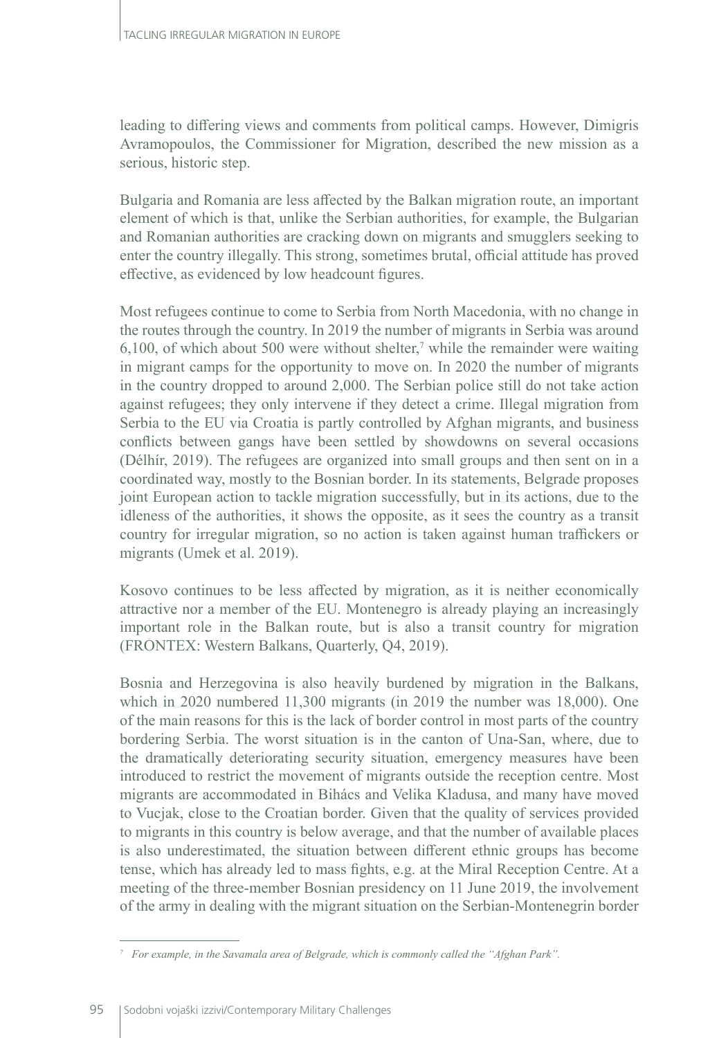leading to differing views and comments from political camps. However, Dimigris Avramopoulos, the Commissioner for Migration, described the new mission as a serious, historic step.

Bulgaria and Romania are less affected by the Balkan migration route, an important element of which is that, unlike the Serbian authorities, for example, the Bulgarian and Romanian authorities are cracking down on migrants and smugglers seeking to enter the country illegally. This strong, sometimes brutal, official attitude has proved effective, as evidenced by low headcount figures.

Most refugees continue to come to Serbia from North Macedonia, with no change in the routes through the country. In 2019 the number of migrants in Serbia was around 6,100, of which about 500 were without shelter,[7] while the remainder were waiting in migrant camps for the opportunity to move on. In 2020 the number of migrants in the country dropped to around 2,000. The Serbian police still do not take action against refugees; they only intervene if they detect a crime. Illegal migration from Serbia to the EU via Croatia is partly controlled by Afghan migrants, and business conflicts between gangs have been settled by showdowns on several occasions (Délhír, 2019). The refugees are organized into small groups and then sent on in a coordinated way, mostly to the Bosnian border. In its statements, Belgrade proposes joint European action to tackle migration successfully, but in its actions, due to the idleness of the authorities, it shows the opposite, as it sees the country as a transit country for irregular migration, so no action is taken against human traffickers or migrants (Umek et al. 2019).

Kosovo continues to be less affected by migration, as it is neither economically attractive nor a member of the EU. Montenegro is already playing an increasingly important role in the Balkan route, but is also a transit country for migration (FRONTEX: Western Balkans, Quarterly, Q4, 2019).

Bosnia and Herzegovina is also heavily burdened by migration in the Balkans, which in 2020 numbered 11,300 migrants (in 2019 the number was 18,000). One of the main reasons for this is the lack of border control in most parts of the country bordering Serbia. The worst situation is in the canton of Una-San, where, due to the dramatically deteriorating security situation, emergency measures have been introduced to restrict the movement of migrants outside the reception centre. Most migrants are accommodated in Bihács and Velika Kladusa, and many have moved to Vucjak, close to the Croatian border. Given that the quality of services provided to migrants in this country is below average, and that the number of available places is also underestimated, the situation between different ethnic groups has become tense, which has already led to mass fights, e.g. at the Miral Reception Centre. At a meeting of the three-member Bosnian presidency on 11 June 2019, the involvement of the army in dealing with the migrant situation on the Serbian-Montenegrin border

[7] *For example, in the Savamala area of Belgrade, which is commonly called the "Afghan Park".*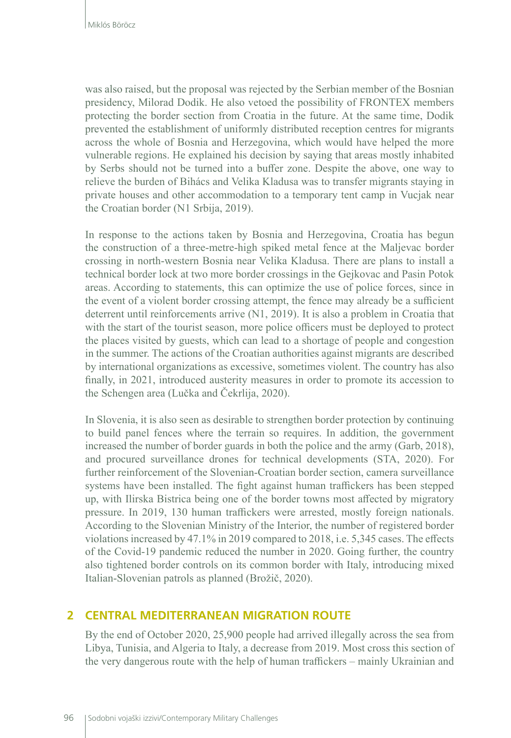was also raised, but the proposal was rejected by the Serbian member of the Bosnian presidency, Milorad Dodik. He also vetoed the possibility of FRONTEX members protecting the border section from Croatia in the future. At the same time, Dodik prevented the establishment of uniformly distributed reception centres for migrants across the whole of Bosnia and Herzegovina, which would have helped the more vulnerable regions. He explained his decision by saying that areas mostly inhabited by Serbs should not be turned into a buffer zone. Despite the above, one way to relieve the burden of Bihács and Velika Kladusa was to transfer migrants staying in private houses and other accommodation to a temporary tent camp in Vucjak near the Croatian border (N1 Srbija, 2019).

In response to the actions taken by Bosnia and Herzegovina, Croatia has begun the construction of a three-metre-high spiked metal fence at the Maljevac border crossing in north-western Bosnia near Velika Kladusa. There are plans to install a technical border lock at two more border crossings in the Gejkovac and Pasin Potok areas. According to statements, this can optimize the use of police forces, since in the event of a violent border crossing attempt, the fence may already be a sufficient deterrent until reinforcements arrive (N1, 2019). It is also a problem in Croatia that with the start of the tourist season, more police officers must be deployed to protect the places visited by guests, which can lead to a shortage of people and congestion in the summer. The actions of the Croatian authorities against migrants are described by international organizations as excessive, sometimes violent. The country has also finally, in 2021, introduced austerity measures in order to promote its accession to the Schengen area (Lučka and Čekrlija, 2020).

In Slovenia, it is also seen as desirable to strengthen border protection by continuing to build panel fences where the terrain so requires. In addition, the government increased the number of border guards in both the police and the army (Garb, 2018), and procured surveillance drones for technical developments (STA, 2020). For further reinforcement of the Slovenian-Croatian border section, camera surveillance systems have been installed. The fight against human traffickers has been stepped up, with Ilirska Bistrica being one of the border towns most affected by migratory pressure. In 2019, 130 human traffickers were arrested, mostly foreign nationals. According to the Slovenian Ministry of the Interior, the number of registered border violations increased by 47.1% in 2019 compared to 2018, i.e. 5,345 cases. The effects of the Covid-19 pandemic reduced the number in 2020. Going further, the country also tightened border controls on its common border with Italy, introducing mixed Italian-Slovenian patrols as planned (Brožič, 2020).

## 2 CENTRAL MEDITERRANEAN MIGRATION ROUTE

By the end of October 2020, 25,900 people had arrived illegally across the sea from Libya, Tunisia, and Algeria to Italy, a decrease from 2019. Most cross this section of the very dangerous route with the help of human traffickers – mainly Ukrainian and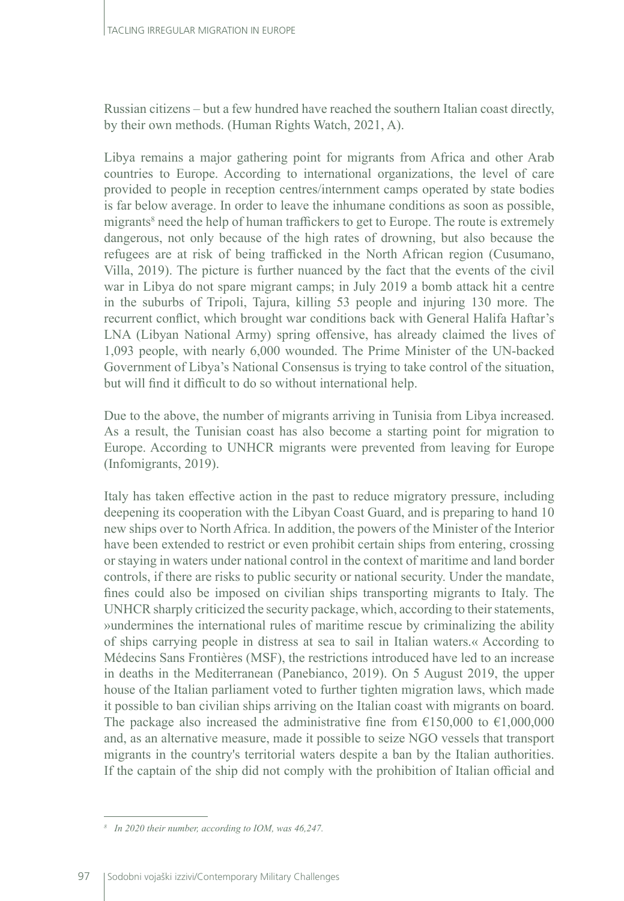Russian citizens – but a few hundred have reached the southern Italian coast directly, by their own methods. (Human Rights Watch, 2021, A).

Libya remains a major gathering point for migrants from Africa and other Arab countries to Europe. According to international organizations, the level of care provided to people in reception centres/internment camps operated by state bodies is far below average. In order to leave the inhumane conditions as soon as possible, migrants[8] need the help of human traffickers to get to Europe. The route is extremely dangerous, not only because of the high rates of drowning, but also because the refugees are at risk of being trafficked in the North African region (Cusumano, Villa, 2019). The picture is further nuanced by the fact that the events of the civil war in Libya do not spare migrant camps; in July 2019 a bomb attack hit a centre in the suburbs of Tripoli, Tajura, killing 53 people and injuring 130 more. The recurrent conflict, which brought war conditions back with General Halifa Haftar's LNA (Libyan National Army) spring offensive, has already claimed the lives of 1,093 people, with nearly 6,000 wounded. The Prime Minister of the UN-backed Government of Libya's National Consensus is trying to take control of the situation, but will find it difficult to do so without international help.

Due to the above, the number of migrants arriving in Tunisia from Libya increased. As a result, the Tunisian coast has also become a starting point for migration to Europe. According to UNHCR migrants were prevented from leaving for Europe (Infomigrants, 2019).

Italy has taken effective action in the past to reduce migratory pressure, including deepening its cooperation with the Libyan Coast Guard, and is preparing to hand 10 new ships over to North Africa. In addition, the powers of the Minister of the Interior have been extended to restrict or even prohibit certain ships from entering, crossing or staying in waters under national control in the context of maritime and land border controls, if there are risks to public security or national security. Under the mandate, fines could also be imposed on civilian ships transporting migrants to Italy. The UNHCR sharply criticized the security package, which, according to their statements, »undermines the international rules of maritime rescue by criminalizing the ability of ships carrying people in distress at sea to sail in Italian waters.« According to Médecins Sans Frontières (MSF), the restrictions introduced have led to an increase in deaths in the Mediterranean (Panebianco, 2019). On 5 August 2019, the upper house of the Italian parliament voted to further tighten migration laws, which made it possible to ban civilian ships arriving on the Italian coast with migrants on board. The package also increased the administrative fine from €150,000 to €1,000,000 and, as an alternative measure, made it possible to seize NGO vessels that transport migrants in the country's territorial waters despite a ban by the Italian authorities. If the captain of the ship did not comply with the prohibition of Italian official and

---

[8] *In 2020 their number, according to IOM, was 46,247.*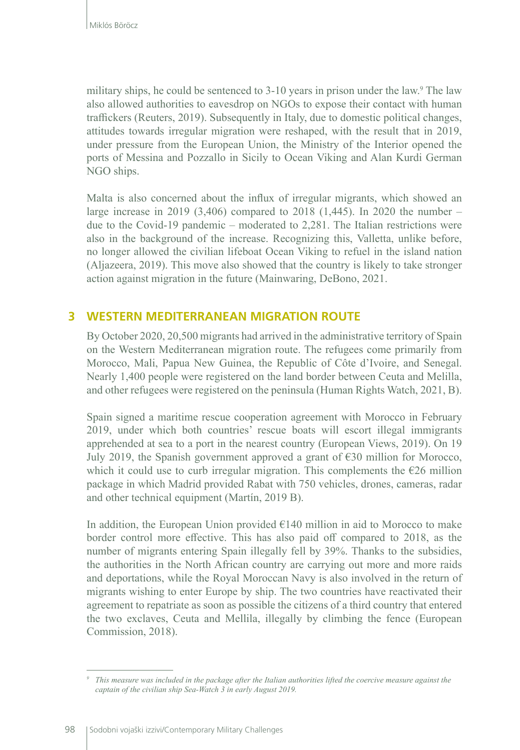military ships, he could be sentenced to 3-10 years in prison under the law.[9] The law also allowed authorities to eavesdrop on NGOs to expose their contact with human traffickers (Reuters, 2019). Subsequently in Italy, due to domestic political changes, attitudes towards irregular migration were reshaped, with the result that in 2019, under pressure from the European Union, the Ministry of the Interior opened the ports of Messina and Pozzallo in Sicily to Ocean Viking and Alan Kurdi German NGO ships.

Malta is also concerned about the influx of irregular migrants, which showed an large increase in 2019 (3,406) compared to 2018 (1,445). In 2020 the number – due to the Covid-19 pandemic – moderated to 2,281. The Italian restrictions were also in the background of the increase. Recognizing this, Valletta, unlike before, no longer allowed the civilian lifeboat Ocean Viking to refuel in the island nation (Aljazeera, 2019). This move also showed that the country is likely to take stronger action against migration in the future (Mainwaring, DeBono, 2021.

## 3 WESTERN MEDITERRANEAN MIGRATION ROUTE

By October 2020, 20,500 migrants had arrived in the administrative territory of Spain on the Western Mediterranean migration route. The refugees come primarily from Morocco, Mali, Papua New Guinea, the Republic of Côte d'Ivoire, and Senegal. Nearly 1,400 people were registered on the land border between Ceuta and Melilla, and other refugees were registered on the peninsula (Human Rights Watch, 2021, B).

Spain signed a maritime rescue cooperation agreement with Morocco in February 2019, under which both countries' rescue boats will escort illegal immigrants apprehended at sea to a port in the nearest country (European Views, 2019). On 19 July 2019, the Spanish government approved a grant of €30 million for Morocco, which it could use to curb irregular migration. This complements the €26 million package in which Madrid provided Rabat with 750 vehicles, drones, cameras, radar and other technical equipment (Martín, 2019 B).

In addition, the European Union provided €140 million in aid to Morocco to make border control more effective. This has also paid off compared to 2018, as the number of migrants entering Spain illegally fell by 39%. Thanks to the subsidies, the authorities in the North African country are carrying out more and more raids and deportations, while the Royal Moroccan Navy is also involved in the return of migrants wishing to enter Europe by ship. The two countries have reactivated their agreement to repatriate as soon as possible the citizens of a third country that entered the two exclaves, Ceuta and Mellila, illegally by climbing the fence (European Commission, 2018).

---

[9] *This measure was included in the package after the Italian authorities lifted the coercive measure against the captain of the civilian ship Sea-Watch 3 in early August 2019.*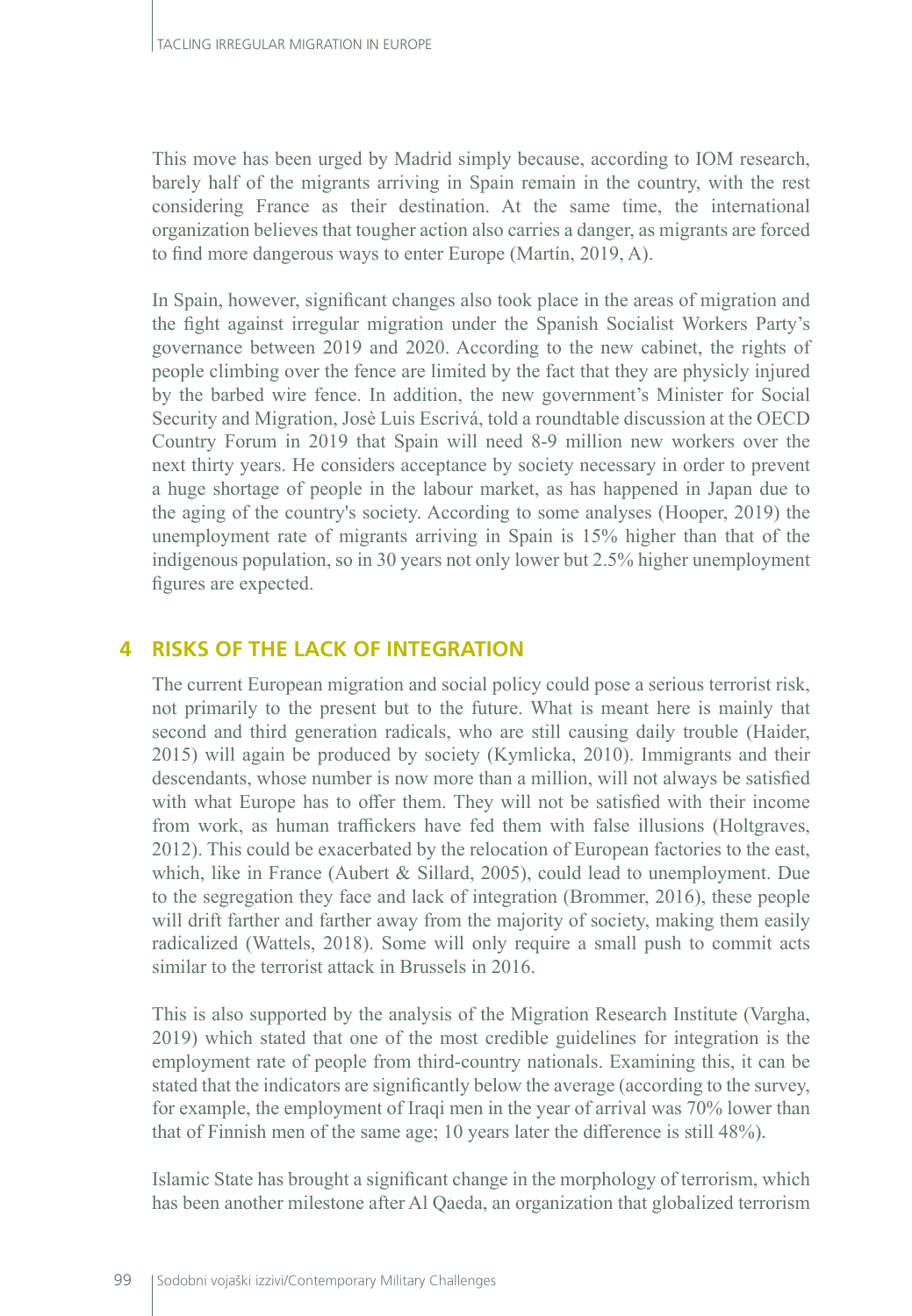This move has been urged by Madrid simply because, according to IOM research, barely half of the migrants arriving in Spain remain in the country, with the rest considering France as their destination. At the same time, the international organization believes that tougher action also carries a danger, as migrants are forced to find more dangerous ways to enter Europe (Martín, 2019, A).

In Spain, however, significant changes also took place in the areas of migration and the fight against irregular migration under the Spanish Socialist Workers Party's governance between 2019 and 2020. According to the new cabinet, the rights of people climbing over the fence are limited by the fact that they are physicly injured by the barbed wire fence. In addition, the new government's Minister for Social Security and Migration, Josè Luis Escrivá, told a roundtable discussion at the OECD Country Forum in 2019 that Spain will need 8-9 million new workers over the next thirty years. He considers acceptance by society necessary in order to prevent a huge shortage of people in the labour market, as has happened in Japan due to the aging of the country's society. According to some analyses (Hooper, 2019) the unemployment rate of migrants arriving in Spain is 15% higher than that of the indigenous population, so in 30 years not only lower but 2.5% higher unemployment figures are expected.

## 4 RISKS OF THE LACK OF INTEGRATION

The current European migration and social policy could pose a serious terrorist risk, not primarily to the present but to the future. What is meant here is mainly that second and third generation radicals, who are still causing daily trouble (Haider, 2015) will again be produced by society (Kymlicka, 2010). Immigrants and their descendants, whose number is now more than a million, will not always be satisfied with what Europe has to offer them. They will not be satisfied with their income from work, as human traffickers have fed them with false illusions (Holtgraves, 2012). This could be exacerbated by the relocation of European factories to the east, which, like in France (Aubert & Sillard, 2005), could lead to unemployment. Due to the segregation they face and lack of integration (Brommer, 2016), these people will drift farther and farther away from the majority of society, making them easily radicalized (Wattels, 2018). Some will only require a small push to commit acts similar to the terrorist attack in Brussels in 2016.

This is also supported by the analysis of the Migration Research Institute (Vargha, 2019) which stated that one of the most credible guidelines for integration is the employment rate of people from third-country nationals. Examining this, it can be stated that the indicators are significantly below the average (according to the survey, for example, the employment of Iraqi men in the year of arrival was 70% lower than that of Finnish men of the same age; 10 years later the difference is still 48%).

Islamic State has brought a significant change in the morphology of terrorism, which has been another milestone after Al Qaeda, an organization that globalized terrorism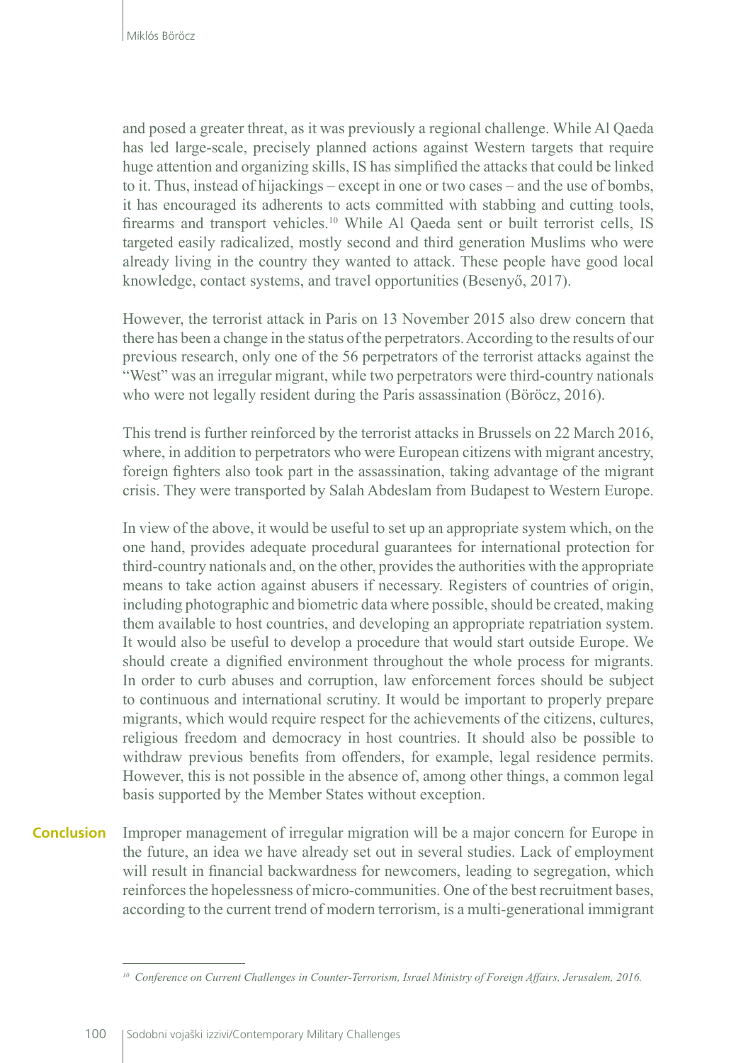and posed a greater threat, as it was previously a regional challenge. While Al Qaeda has led large-scale, precisely planned actions against Western targets that require huge attention and organizing skills, IS has simplified the attacks that could be linked to it. Thus, instead of hijackings – except in one or two cases – and the use of bombs, it has encouraged its adherents to acts committed with stabbing and cutting tools, firearms and transport vehicles.[10] While Al Qaeda sent or built terrorist cells, IS targeted easily radicalized, mostly second and third generation Muslims who were already living in the country they wanted to attack. These people have good local knowledge, contact systems, and travel opportunities (Besenyő, 2017).

However, the terrorist attack in Paris on 13 November 2015 also drew concern that there has been a change in the status of the perpetrators. According to the results of our previous research, only one of the 56 perpetrators of the terrorist attacks against the "West" was an irregular migrant, while two perpetrators were third-country nationals who were not legally resident during the Paris assassination (Böröcz, 2016).

This trend is further reinforced by the terrorist attacks in Brussels on 22 March 2016, where, in addition to perpetrators who were European citizens with migrant ancestry, foreign fighters also took part in the assassination, taking advantage of the migrant crisis. They were transported by Salah Abdeslam from Budapest to Western Europe.

In view of the above, it would be useful to set up an appropriate system which, on the one hand, provides adequate procedural guarantees for international protection for third-country nationals and, on the other, provides the authorities with the appropriate means to take action against abusers if necessary. Registers of countries of origin, including photographic and biometric data where possible, should be created, making them available to host countries, and developing an appropriate repatriation system. It would also be useful to develop a procedure that would start outside Europe. We should create a dignified environment throughout the whole process for migrants. In order to curb abuses and corruption, law enforcement forces should be subject to continuous and international scrutiny. It would be important to properly prepare migrants, which would require respect for the achievements of the citizens, cultures, religious freedom and democracy in host countries. It should also be possible to withdraw previous benefits from offenders, for example, legal residence permits. However, this is not possible in the absence of, among other things, a common legal basis supported by the Member States without exception.

## Conclusion

Improper management of irregular migration will be a major concern for Europe in the future, an idea we have already set out in several studies. Lack of employment will result in financial backwardness for newcomers, leading to segregation, which reinforces the hopelessness of micro-communities. One of the best recruitment bases, according to the current trend of modern terrorism, is a multi-generational immigrant

[10] *Conference on Current Challenges in Counter-Terrorism, Israel Ministry of Foreign Affairs, Jerusalem, 2016.*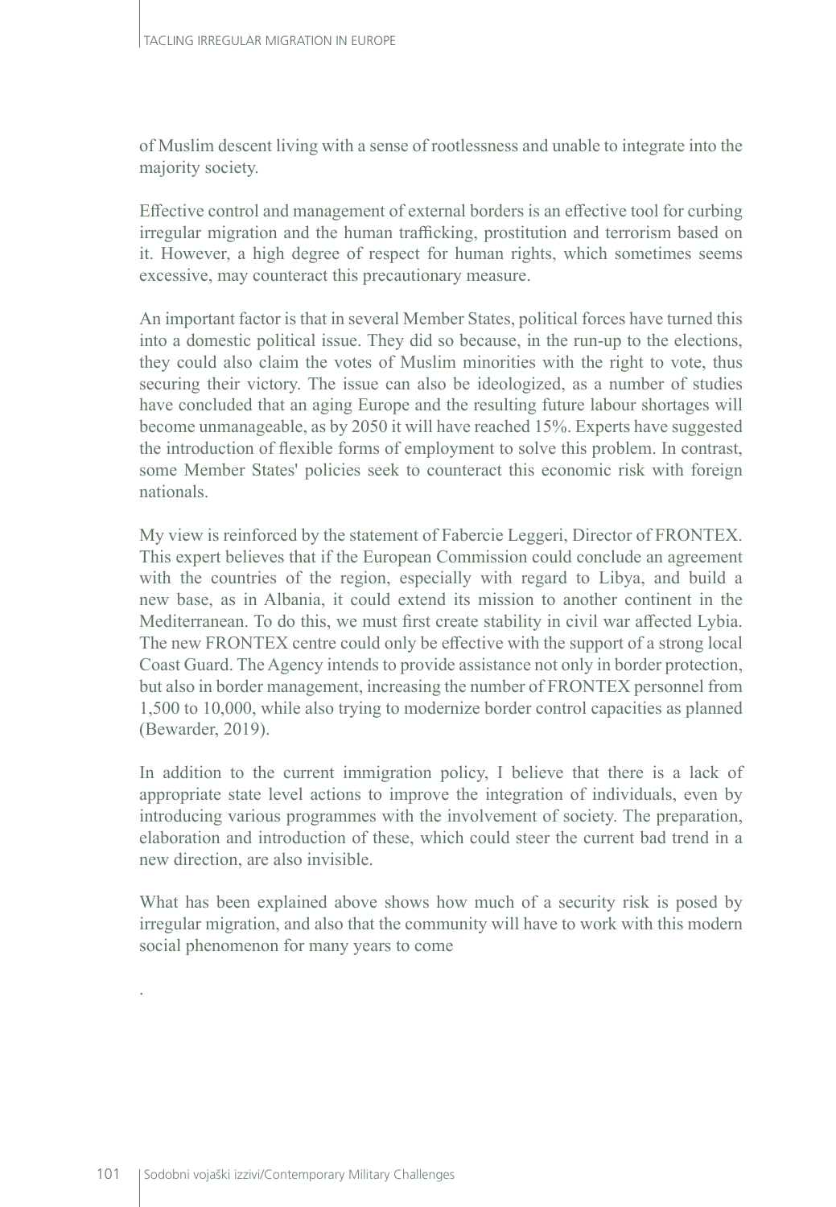of Muslim descent living with a sense of rootlessness and unable to integrate into the majority society.

Effective control and management of external borders is an effective tool for curbing irregular migration and the human trafficking, prostitution and terrorism based on it. However, a high degree of respect for human rights, which sometimes seems excessive, may counteract this precautionary measure.

An important factor is that in several Member States, political forces have turned this into a domestic political issue. They did so because, in the run-up to the elections, they could also claim the votes of Muslim minorities with the right to vote, thus securing their victory. The issue can also be ideologized, as a number of studies have concluded that an aging Europe and the resulting future labour shortages will become unmanageable, as by 2050 it will have reached 15%. Experts have suggested the introduction of flexible forms of employment to solve this problem. In contrast, some Member States' policies seek to counteract this economic risk with foreign nationals.

My view is reinforced by the statement of Fabercie Leggeri, Director of FRONTEX. This expert believes that if the European Commission could conclude an agreement with the countries of the region, especially with regard to Libya, and build a new base, as in Albania, it could extend its mission to another continent in the Mediterranean. To do this, we must first create stability in civil war affected Lybia. The new FRONTEX centre could only be effective with the support of a strong local Coast Guard. The Agency intends to provide assistance not only in border protection, but also in border management, increasing the number of FRONTEX personnel from 1,500 to 10,000, while also trying to modernize border control capacities as planned (Bewarder, 2019).

In addition to the current immigration policy, I believe that there is a lack of appropriate state level actions to improve the integration of individuals, even by introducing various programmes with the involvement of society. The preparation, elaboration and introduction of these, which could steer the current bad trend in a new direction, are also invisible.

What has been explained above shows how much of a security risk is posed by irregular migration, and also that the community will have to work with this modern social phenomenon for many years to come

.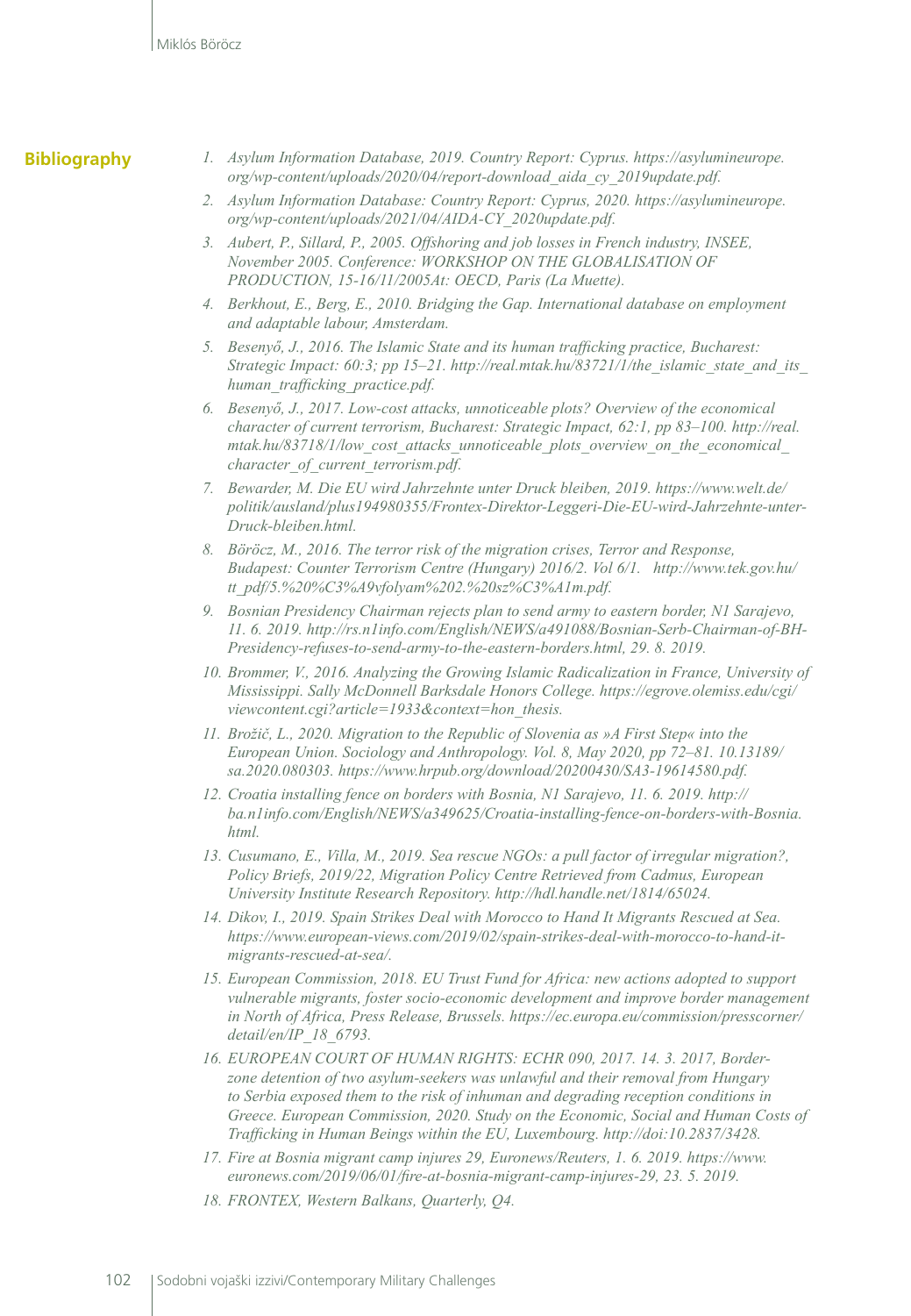## Bibliography

1. *Asylum Information Database, 2019. Country Report: Cyprus. https://asylumineurope.org/wp-content/uploads/2020/04/report-download_aida_cy_2019update.pdf.*
2. *Asylum Information Database: Country Report: Cyprus, 2020. https://asylumineurope.org/wp-content/uploads/2021/04/AIDA-CY_2020update.pdf.*
3. *Aubert, P., Sillard, P., 2005. Offshoring and job losses in French industry, INSEE, November 2005. Conference: WORKSHOP ON THE GLOBALISATION OF PRODUCTION, 15-16/11/2005At: OECD, Paris (La Muette).*
4. *Berkhout, E., Berg, E., 2010. Bridging the Gap. International database on employment and adaptable labour, Amsterdam.*
5. *Besenyő, J., 2016. The Islamic State and its human trafficking practice, Bucharest: Strategic Impact: 60:3; pp 15–21. http://real.mtak.hu/83721/1/the_islamic_state_and_its_human_trafficking_practice.pdf.*
6. *Besenyő, J., 2017. Low-cost attacks, unnoticeable plots? Overview of the economical character of current terrorism, Bucharest: Strategic Impact, 62:1, pp 83–100. http://real.mtak.hu/83718/1/low_cost_attacks_unnoticeable_plots_overview_on_the_economical_character_of_current_terrorism.pdf.*
7. *Bewarder, M. Die EU wird Jahrzehnte unter Druck bleiben, 2019. https://www.welt.de/politik/ausland/plus194980355/Frontex-Direktor-Leggeri-Die-EU-wird-Jahrzehnte-unter-Druck-bleiben.html.*
8. *Böröcz, M., 2016. The terror risk of the migration crises, Terror and Response, Budapest: Counter Terrorism Centre (Hungary) 2016/2. Vol 6/1. http://www.tek.gov.hu/tt_pdf/5.%20%C3%A9vfolyam%202.%20sz%C3%A1m.pdf.*
9. *Bosnian Presidency Chairman rejects plan to send army to eastern border, N1 Sarajevo, 11. 6. 2019. http://rs.n1info.com/English/NEWS/a491088/Bosnian-Serb-Chairman-of-BH-Presidency-refuses-to-send-army-to-the-eastern-borders.html, 29. 8. 2019.*
10. *Brommer, V., 2016. Analyzing the Growing Islamic Radicalization in France, University of Mississippi. Sally McDonnell Barksdale Honors College. https://egrove.olemiss.edu/cgi/viewcontent.cgi?article=1933&context=hon_thesis.*
11. *Brožič, L., 2020. Migration to the Republic of Slovenia as »A First Step« into the European Union. Sociology and Anthropology. Vol. 8, May 2020, pp 72–81. 10.13189/sa.2020.080303. https://www.hrpub.org/download/20200430/SA3-19614580.pdf.*
12. *Croatia installing fence on borders with Bosnia, N1 Sarajevo, 11. 6. 2019. http://ba.n1info.com/English/NEWS/a349625/Croatia-installing-fence-on-borders-with-Bosnia.html.*
13. *Cusumano, E., Villa, M., 2019. Sea rescue NGOs: a pull factor of irregular migration?, Policy Briefs, 2019/22, Migration Policy Centre Retrieved from Cadmus, European University Institute Research Repository. http://hdl.handle.net/1814/65024.*
14. *Dikov, I., 2019. Spain Strikes Deal with Morocco to Hand It Migrants Rescued at Sea. https://www.european-views.com/2019/02/spain-strikes-deal-with-morocco-to-hand-it-migrants-rescued-at-sea/.*
15. *European Commission, 2018. EU Trust Fund for Africa: new actions adopted to support vulnerable migrants, foster socio-economic development and improve border management in North of Africa, Press Release, Brussels. https://ec.europa.eu/commission/presscorner/detail/en/IP_18_6793.*
16. *EUROPEAN COURT OF HUMAN RIGHTS: ECHR 090, 2017. 14. 3. 2017, Border-zone detention of two asylum-seekers was unlawful and their removal from Hungary to Serbia exposed them to the risk of inhuman and degrading reception conditions in Greece. European Commission, 2020. Study on the Economic, Social and Human Costs of Trafficking in Human Beings within the EU, Luxembourg. http://doi:10.2837/3428.*
17. *Fire at Bosnia migrant camp injures 29, Euronews/Reuters, 1. 6. 2019. https://www.euronews.com/2019/06/01/fire-at-bosnia-migrant-camp-injures-29, 23. 5. 2019.*
18. *FRONTEX, Western Balkans, Quarterly, Q4.*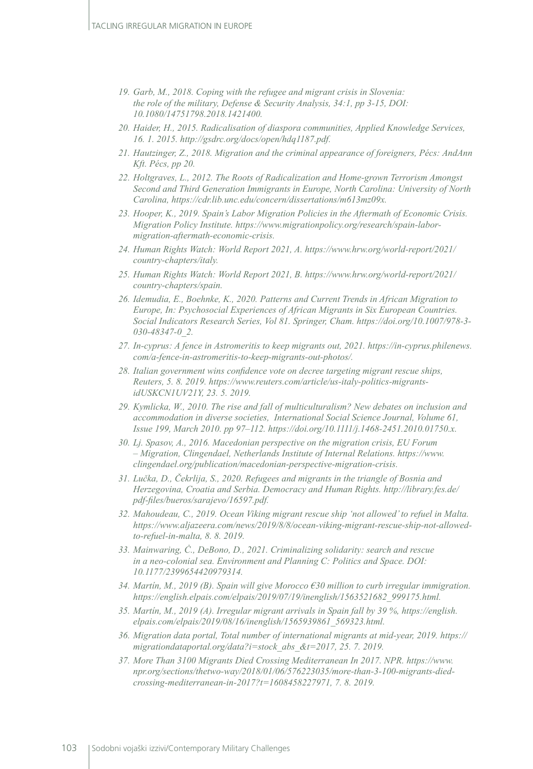19. *Garb, M., 2018. Coping with the refugee and migrant crisis in Slovenia: the role of the military, Defense & Security Analysis, 34:1, pp 3-15, DOI: 10.1080/14751798.2018.1421400.*
20. *Haider, H., 2015. Radicalisation of diaspora communities, Applied Knowledge Services, 16. 1. 2015. http://gsdrc.org/docs/open/hdq1187.pdf.*
21. *Hautzinger, Z., 2018. Migration and the criminal appearance of foreigners, Pécs: AndAnn Kft. Pécs, pp 20.*
22. *Holtgraves, L., 2012. The Roots of Radicalization and Home-grown Terrorism Amongst Second and Third Generation Immigrants in Europe, North Carolina: University of North Carolina, https://cdr.lib.unc.edu/concern/dissertations/m613mz09x.*
23. *Hooper, K., 2019. Spain's Labor Migration Policies in the Aftermath of Economic Crisis. Migration Policy Institute. https://www.migrationpolicy.org/research/spain-labor-migration-aftermath-economic-crisis.*
24. *Human Rights Watch: World Report 2021, A. https://www.hrw.org/world-report/2021/country-chapters/italy.*
25. *Human Rights Watch: World Report 2021, B. https://www.hrw.org/world-report/2021/country-chapters/spain.*
26. *Idemudia, E., Boehnke, K., 2020. Patterns and Current Trends in African Migration to Europe, In: Psychosocial Experiences of African Migrants in Six European Countries. Social Indicators Research Series, Vol 81. Springer, Cham. https://doi.org/10.1007/978-3-030-48347-0_2.*
27. *In-cyprus: A fence in Astromeritis to keep migrants out, 2021. https://in-cyprus.philenews.com/a-fence-in-astromeritis-to-keep-migrants-out-photos/.*
28. *Italian government wins confidence vote on decree targeting migrant rescue ships, Reuters, 5. 8. 2019. https://www.reuters.com/article/us-italy-politics-migrants-idUSKCN1UV21Y, 23. 5. 2019.*
29. *Kymlicka, W., 2010. The rise and fall of multiculturalism? New debates on inclusion and accommodation in diverse societies, International Social Science Journal, Volume 61, Issue 199, March 2010. pp 97–112. https://doi.org/10.1111/j.1468-2451.2010.01750.x.*
30. *Lj. Spasov, A., 2016. Macedonian perspective on the migration crisis, EU Forum – Migration, Clingendael, Netherlands Institute of Internal Relations. https://www.clingendael.org/publication/macedonian-perspective-migration-crisis.*
31. *Lučka, D., Čekrlija, S., 2020. Refugees and migrants in the triangle of Bosnia and Herzegovina, Croatia and Serbia. Democracy and Human Rights. http://library.fes.de/pdf-files/bueros/sarajevo/16597.pdf.*
32. *Mahoudeau, C., 2019. Ocean Viking migrant rescue ship 'not allowed' to refuel in Malta. https://www.aljazeera.com/news/2019/8/8/ocean-viking-migrant-rescue-ship-not-allowed-to-refuel-in-malta, 8. 8. 2019.*
33. *Mainwaring, Ċ., DeBono, D., 2021. Criminalizing solidarity: search and rescue in a neo-colonial sea. Environment and Planning C: Politics and Space. DOI: 10.1177/2399654420979314.*
34. *Martín, M., 2019 (B). Spain will give Morocco €30 million to curb irregular immigration. https://english.elpais.com/elpais/2019/07/19/inenglish/1563521682_999175.html.*
35. *Martín, M., 2019 (A). Irregular migrant arrivals in Spain fall by 39 %, https://english.elpais.com/elpais/2019/08/16/inenglish/1565939861_569323.html.*
36. *Migration data portal, Total number of international migrants at mid-year, 2019. https://migrationdataportal.org/data?i=stock_abs_&t=2017, 25. 7. 2019.*
37. *More Than 3100 Migrants Died Crossing Mediterranean In 2017. NPR. https://www.npr.org/sections/thetwo-way/2018/01/06/576223035/more-than-3-100-migrants-died-crossing-mediterranean-in-2017?t=1608458227971, 7. 8. 2019.*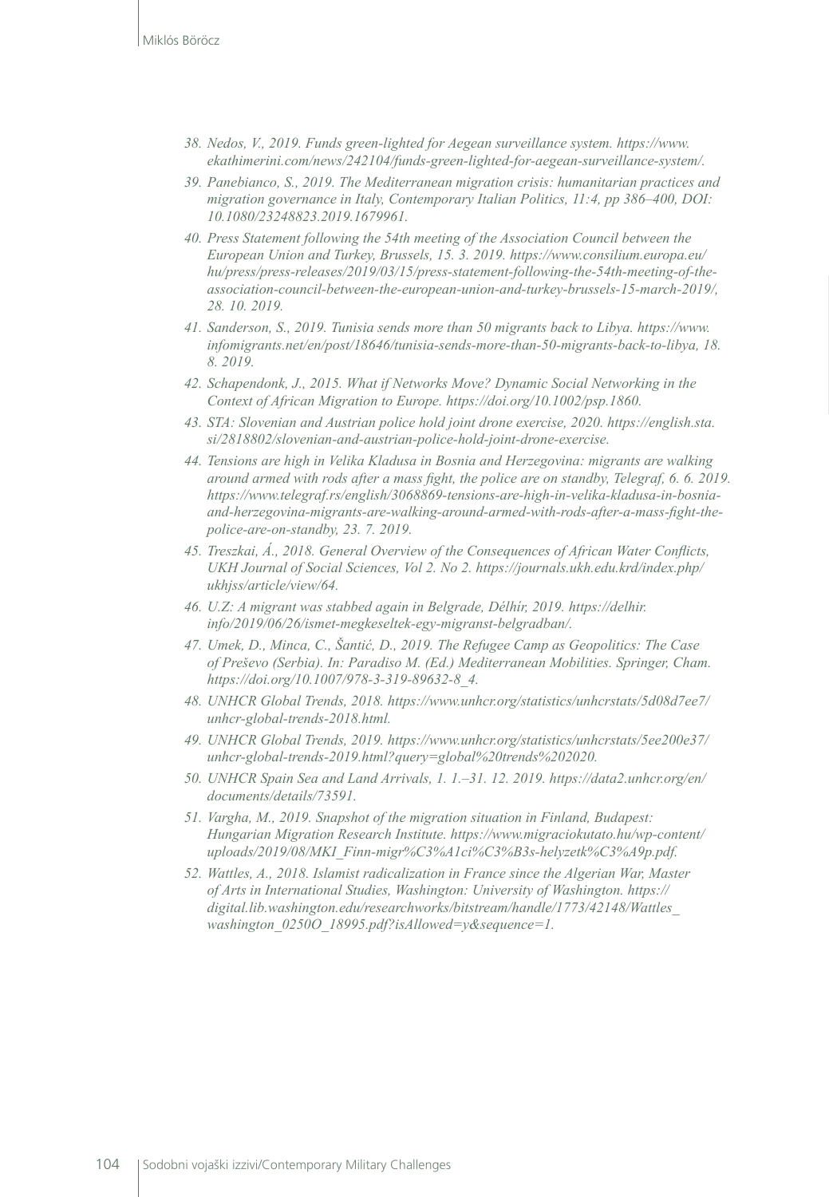38. *Nedos, V., 2019. Funds green-lighted for Aegean surveillance system. https://www.ekathimerini.com/news/242104/funds-green-lighted-for-aegean-surveillance-system/.*
39. *Panebianco, S., 2019. The Mediterranean migration crisis: humanitarian practices and migration governance in Italy, Contemporary Italian Politics, 11:4, pp 386–400, DOI: 10.1080/23248823.2019.1679961.*
40. *Press Statement following the 54th meeting of the Association Council between the European Union and Turkey, Brussels, 15. 3. 2019. https://www.consilium.europa.eu/hu/press/press-releases/2019/03/15/press-statement-following-the-54th-meeting-of-the-association-council-between-the-european-union-and-turkey-brussels-15-march-2019/, 28. 10. 2019.*
41. *Sanderson, S., 2019. Tunisia sends more than 50 migrants back to Libya. https://www.infomigrants.net/en/post/18646/tunisia-sends-more-than-50-migrants-back-to-libya, 18. 8. 2019.*
42. *Schapendonk, J., 2015. What if Networks Move? Dynamic Social Networking in the Context of African Migration to Europe. https://doi.org/10.1002/psp.1860.*
43. *STA: Slovenian and Austrian police hold joint drone exercise, 2020. https://english.sta.si/2818802/slovenian-and-austrian-police-hold-joint-drone-exercise.*
44. *Tensions are high in Velika Kladusa in Bosnia and Herzegovina: migrants are walking around armed with rods after a mass fight, the police are on standby, Telegraf, 6. 6. 2019. https://www.telegraf.rs/english/3068869-tensions-are-high-in-velika-kladusa-in-bosnia-and-herzegovina-migrants-are-walking-around-armed-with-rods-after-a-mass-fight-the-police-are-on-standby, 23. 7. 2019.*
45. *Treszkai, Á., 2018. General Overview of the Consequences of African Water Conflicts, UKH Journal of Social Sciences, Vol 2. No 2. https://journals.ukh.edu.krd/index.php/ukhjss/article/view/64.*
46. *U.Z: A migrant was stabbed again in Belgrade, Délhír, 2019. https://delhir.info/2019/06/26/ismet-megkeseltek-egy-migranst-belgradban/.*
47. *Umek, D., Minca, C., Šantić, D., 2019. The Refugee Camp as Geopolitics: The Case of Preševo (Serbia). In: Paradiso M. (Ed.) Mediterranean Mobilities. Springer, Cham. https://doi.org/10.1007/978-3-319-89632-8_4.*
48. *UNHCR Global Trends, 2018. https://www.unhcr.org/statistics/unhcrstats/5d08d7ee7/unhcr-global-trends-2018.html.*
49. *UNHCR Global Trends, 2019. https://www.unhcr.org/statistics/unhcrstats/5ee200e37/unhcr-global-trends-2019.html?query=global%20trends%202020.*
50. *UNHCR Spain Sea and Land Arrivals, 1. 1.–31. 12. 2019. https://data2.unhcr.org/en/documents/details/73591.*
51. *Vargha, M., 2019. Snapshot of the migration situation in Finland, Budapest: Hungarian Migration Research Institute. https://www.migraciokutato.hu/wp-content/uploads/2019/08/MKI_Finn-migr%C3%A1ci%C3%B3s-helyzetk%C3%A9p.pdf.*
52. *Wattles, A., 2018. Islamist radicalization in France since the Algerian War, Master of Arts in International Studies, Washington: University of Washington. https://digital.lib.washington.edu/researchworks/bitstream/handle/1773/42148/Wattles_washington_0250O_18995.pdf?isAllowed=y&sequence=1.*